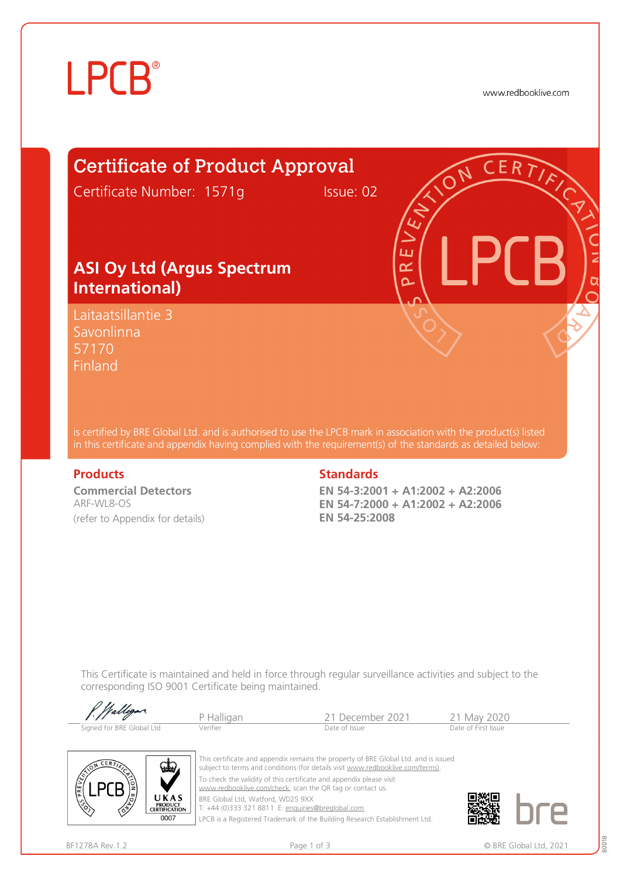LPCB®

www.redbooklive.com

# Certificate of Product Approval

Certificate Number: 1571g Issue: 02

## ASI Oy Ltd (Argus Spectrum International)

Laitaatsillantie 3
Savonlinna
57170
Finland

is certified by BRE Global Ltd. and is authorised to use the LPCB mark in association with the product(s) listed in this certificate and appendix having complied with the requirement(s) of the standards as detailed below:

### Products

**Commercial Detectors**
ARF-WL8-OS
(refer to Appendix for details)

### Standards

**EN 54-3:2001 + A1:2002 + A2:2006**
**EN 54-7:2000 + A1:2002 + A2:2006**
**EN 54-25:2008**

This Certificate is maintained and held in force through regular surveillance activities and subject to the corresponding ISO 9001 Certificate being maintained.

| Signed for BRE Global Ltd | P Halligan (Verifier) | 21 December 2021 (Date of Issue) | 21 May 2020 (Date of First Issue) |
|---|---|---|---|

This certificate and appendix remains the property of BRE Global Ltd. and is issued subject to terms and conditions (for details visit www.redbooklive.com/terms).

To check the validity of this certificate and appendix please visit www.redbooklive.com/check, scan the QR tag or contact us.

BRE Global Ltd, Watford, WD25 9XX
T: +44 (0)333 321 8811 E: enquiries@breglobal.com

LPCB is a Registered Trademark of the Building Research Establishment Ltd.

UKAS PRODUCT CERTIFICATION 0007

BF1278A Rev.1.2

© BRE Global Ltd, 2021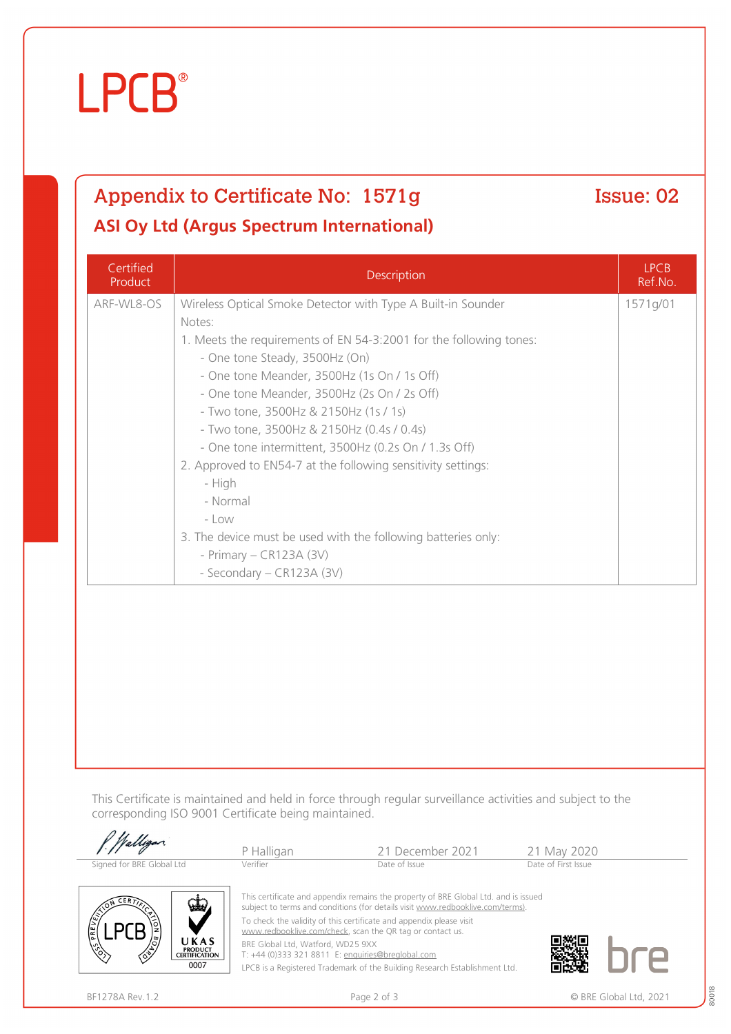LPCB®

## Appendix to Certificate No: 1571g

Issue: 02

### ASI Oy Ltd (Argus Spectrum International)

| Certified Product | Description | LPCB Ref.No. |
|---|---|---|
| ARF-WL8-OS | Wireless Optical Smoke Detector with Type A Built-in Sounder<br>Notes:<br>1. Meets the requirements of EN 54-3:2001 for the following tones:<br>- One tone Steady, 3500Hz (On)<br>- One tone Meander, 3500Hz (1s On / 1s Off)<br>- One tone Meander, 3500Hz (2s On / 2s Off)<br>- Two tone, 3500Hz & 2150Hz (1s / 1s)<br>- Two tone, 3500Hz & 2150Hz (0.4s / 0.4s)<br>- One tone intermittent, 3500Hz (0.2s On / 1.3s Off)<br>2. Approved to EN54-7 at the following sensitivity settings:<br>- High<br>- Normal<br>- Low<br>3. The device must be used with the following batteries only:<br>- Primary – CR123A (3V)<br>- Secondary – CR123A (3V) | 1571g/01 |

This Certificate is maintained and held in force through regular surveillance activities and subject to the corresponding ISO 9001 Certificate being maintained.

| Signed for BRE Global Ltd | P Halligan<br>Verifier | 21 December 2021<br>Date of Issue | 21 May 2020<br>Date of First Issue |
|---|---|---|---|

This certificate and appendix remains the property of BRE Global Ltd. and is issued subject to terms and conditions (for details visit www.redbooklive.com/terms).

To check the validity of this certificate and appendix please visit www.redbooklive.com/check, scan the QR tag or contact us.

BRE Global Ltd, Watford, WD25 9XX
T: +44 (0)333 321 8811 E: enquiries@breglobal.com

LPCB is a Registered Trademark of the Building Research Establishment Ltd.

BF1278A Rev.1.2

© BRE Global Ltd, 2021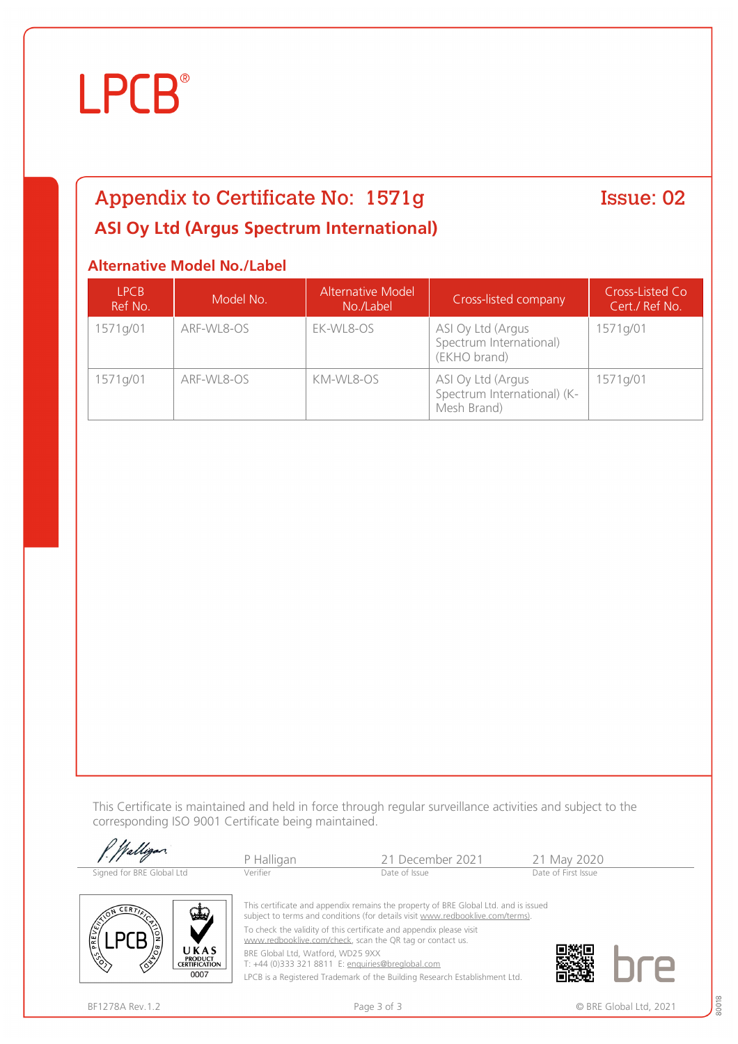LPCB®

# Appendix to Certificate No: 1571g

**Issue: 02**

## ASI Oy Ltd (Argus Spectrum International)

### Alternative Model No./Label

| LPCB Ref No. | Model No. | Alternative Model No./Label | Cross-listed company | Cross-Listed Co Cert./ Ref No. |
|---|---|---|---|---|
| 1571g/01 | ARF-WL8-OS | EK-WL8-OS | ASI Oy Ltd (Argus Spectrum International) (EKHO brand) | 1571g/01 |
| 1571g/01 | ARF-WL8-OS | KM-WL8-OS | ASI Oy Ltd (Argus Spectrum International) (K-Mesh Brand) | 1571g/01 |

This Certificate is maintained and held in force through regular surveillance activities and subject to the corresponding ISO 9001 Certificate being maintained.

| Signed for BRE Global Ltd | Verifier | Date of Issue | Date of First Issue |
|---|---|---|---|
| P Halligan | P Halligan | 21 December 2021 | 21 May 2020 |

This certificate and appendix remains the property of BRE Global Ltd. and is issued subject to terms and conditions (for details visit www.redbooklive.com/terms).

To check the validity of this certificate and appendix please visit www.redbooklive.com/check, scan the QR tag or contact us.

BRE Global Ltd, Watford, WD25 9XX

T: +44 (0)333 321 8811 E: enquiries@breglobal.com

LPCB is a Registered Trademark of the Building Research Establishment Ltd.

BF1278A Rev.1.2

© BRE Global Ltd, 2021